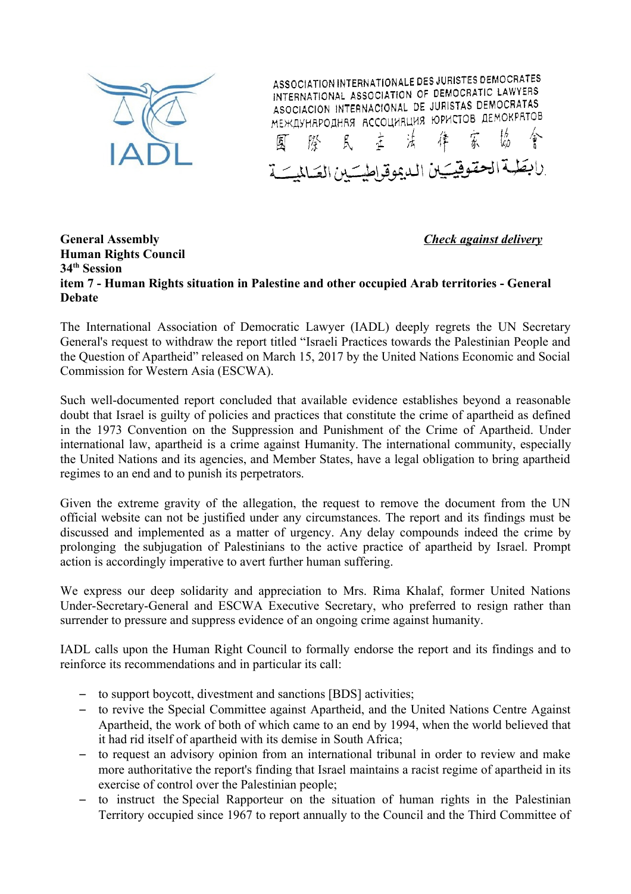ASSOCIATION INTERNATIONALE DES JURISTES DEMOCRATES
INTERNATIONAL ASSOCIATION OF DEMOCRATIC LAWYERS
ASOCIACION INTERNACIONAL DE JURISTAS DEMOCRATAS
МЕЖДУНАРОДНАЯ АССОЦИАЦИЯ ЮРИСТОВ ДЕМОКРАТОВ
國 際 民 主 法 律 家 協 會
رابطة الحقوقيين الديموقراطيين العالمية

**General Assembly** ***Check against delivery***
**Human Rights Council**
**34th Session**
**item 7 - Human Rights situation in Palestine and other occupied Arab territories - General Debate**

The International Association of Democratic Lawyer (IADL) deeply regrets the UN Secretary General's request to withdraw the report titled "Israeli Practices towards the Palestinian People and the Question of Apartheid" released on March 15, 2017 by the United Nations Economic and Social Commission for Western Asia (ESCWA).

Such well-documented report concluded that available evidence establishes beyond a reasonable doubt that Israel is guilty of policies and practices that constitute the crime of apartheid as defined in the 1973 Convention on the Suppression and Punishment of the Crime of Apartheid. Under international law, apartheid is a crime against Humanity. The international community, especially the United Nations and its agencies, and Member States, have a legal obligation to bring apartheid regimes to an end and to punish its perpetrators.

Given the extreme gravity of the allegation, the request to remove the document from the UN official website can not be justified under any circumstances. The report and its findings must be discussed and implemented as a matter of urgency. Any delay compounds indeed the crime by prolonging the subjugation of Palestinians to the active practice of apartheid by Israel. Prompt action is accordingly imperative to avert further human suffering.

We express our deep solidarity and appreciation to Mrs. Rima Khalaf, former United Nations Under-Secretary-General and ESCWA Executive Secretary, who preferred to resign rather than surrender to pressure and suppress evidence of an ongoing crime against humanity.

IADL calls upon the Human Right Council to formally endorse the report and its findings and to reinforce its recommendations and in particular its call:

- to support boycott, divestment and sanctions [BDS] activities;
- to revive the Special Committee against Apartheid, and the United Nations Centre Against Apartheid, the work of both of which came to an end by 1994, when the world believed that it had rid itself of apartheid with its demise in South Africa;
- to request an advisory opinion from an international tribunal in order to review and make more authoritative the report's finding that Israel maintains a racist regime of apartheid in its exercise of control over the Palestinian people;
- to instruct the Special Rapporteur on the situation of human rights in the Palestinian Territory occupied since 1967 to report annually to the Council and the Third Committee of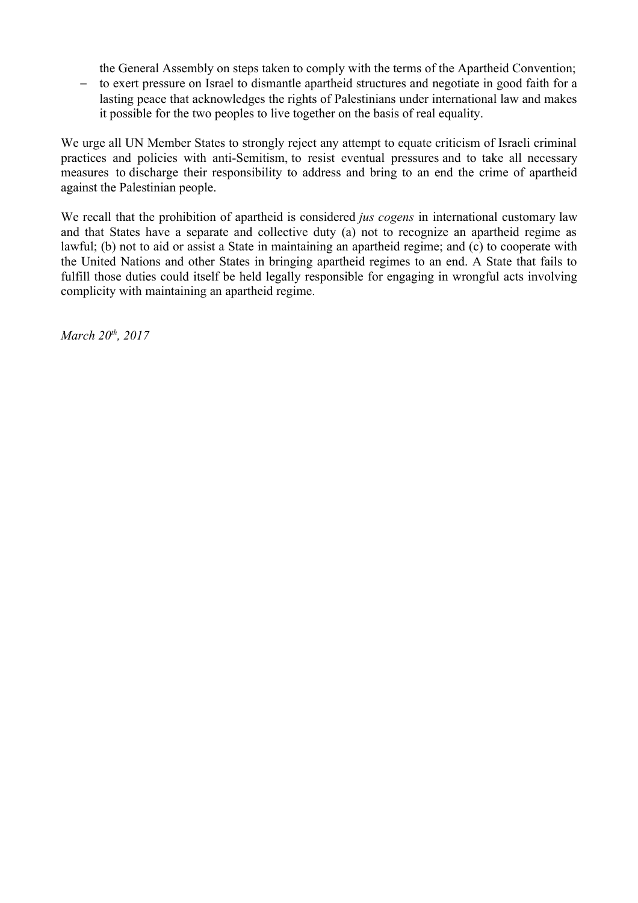the General Assembly on steps taken to comply with the terms of the Apartheid Convention;

- to exert pressure on Israel to dismantle apartheid structures and negotiate in good faith for a lasting peace that acknowledges the rights of Palestinians under international law and makes it possible for the two peoples to live together on the basis of real equality.

We urge all UN Member States to strongly reject any attempt to equate criticism of Israeli criminal practices and policies with anti-Semitism, to resist eventual pressures and to take all necessary measures to discharge their responsibility to address and bring to an end the crime of apartheid against the Palestinian people.

We recall that the prohibition of apartheid is considered *jus cogens* in international customary law and that States have a separate and collective duty (a) not to recognize an apartheid regime as lawful; (b) not to aid or assist a State in maintaining an apartheid regime; and (c) to cooperate with the United Nations and other States in bringing apartheid regimes to an end. A State that fails to fulfill those duties could itself be held legally responsible for engaging in wrongful acts involving complicity with maintaining an apartheid regime.

*March 20th, 2017*